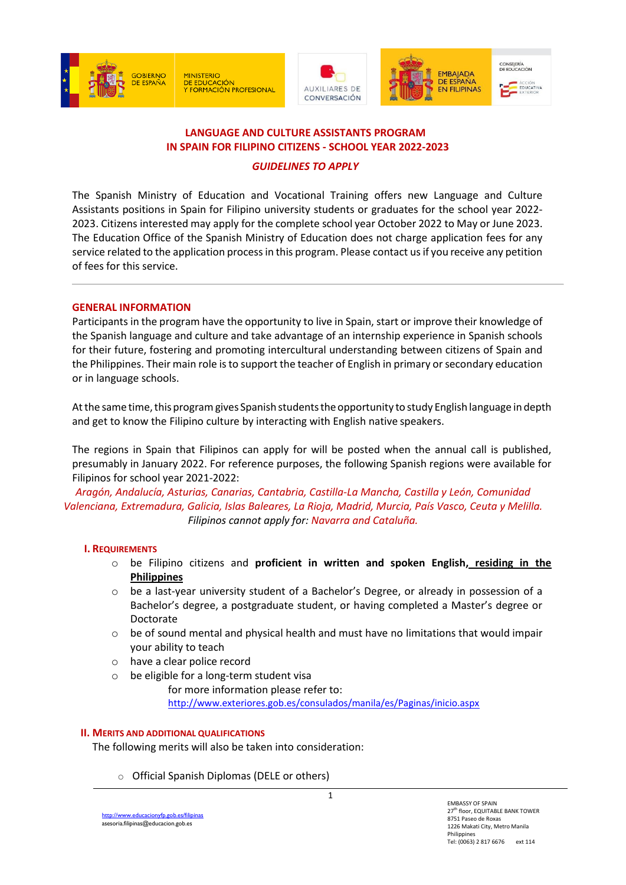# LANGUAGE AND CULTURE ASSISTANTS PROGRAM IN SPAIN FOR FILIPINO CITIZENS - SCHOOL YEAR 2022-2023

## *GUIDELINES TO APPLY*

The Spanish Ministry of Education and Vocational Training offers new Language and Culture Assistants positions in Spain for Filipino university students or graduates for the school year 2022-2023. Citizens interested may apply for the complete school year October 2022 to May or June 2023. The Education Office of the Spanish Ministry of Education does not charge application fees for any service related to the application process in this program. Please contact us if you receive any petition of fees for this service.

---

## GENERAL INFORMATION

Participants in the program have the opportunity to live in Spain, start or improve their knowledge of the Spanish language and culture and take advantage of an internship experience in Spanish schools for their future, fostering and promoting intercultural understanding between citizens of Spain and the Philippines. Their main role is to support the teacher of English in primary or secondary education or in language schools.

At the same time, this program gives Spanish students the opportunity to study English language in depth and get to know the Filipino culture by interacting with English native speakers.

The regions in Spain that Filipinos can apply for will be posted when the annual call is published, presumably in January 2022. For reference purposes, the following Spanish regions were available for Filipinos for school year 2021-2022:

*Aragón, Andalucía, Asturias, Canarias, Cantabria, Castilla-La Mancha, Castilla y León, Comunidad Valenciana, Extremadura, Galicia, Islas Baleares, La Rioja, Madrid, Murcia, País Vasco, Ceuta y Melilla.*

*Filipinos cannot apply for: Navarra and Cataluña.*

### I. Requirements

- be Filipino citizens and **proficient in written and spoken English, <u>residing in the Philippines</u>**
- be a last-year university student of a Bachelor's Degree, or already in possession of a Bachelor's degree, a postgraduate student, or having completed a Master's degree or Doctorate
- be of sound mental and physical health and must have no limitations that would impair your ability to teach
- have a clear police record
- be eligible for a long-term student visa

  for more information please refer to:
  http://www.exteriores.gob.es/consulados/manila/es/Paginas/inicio.aspx

### II. Merits and additional qualifications

The following merits will also be taken into consideration:

- Official Spanish Diplomas (DELE or others)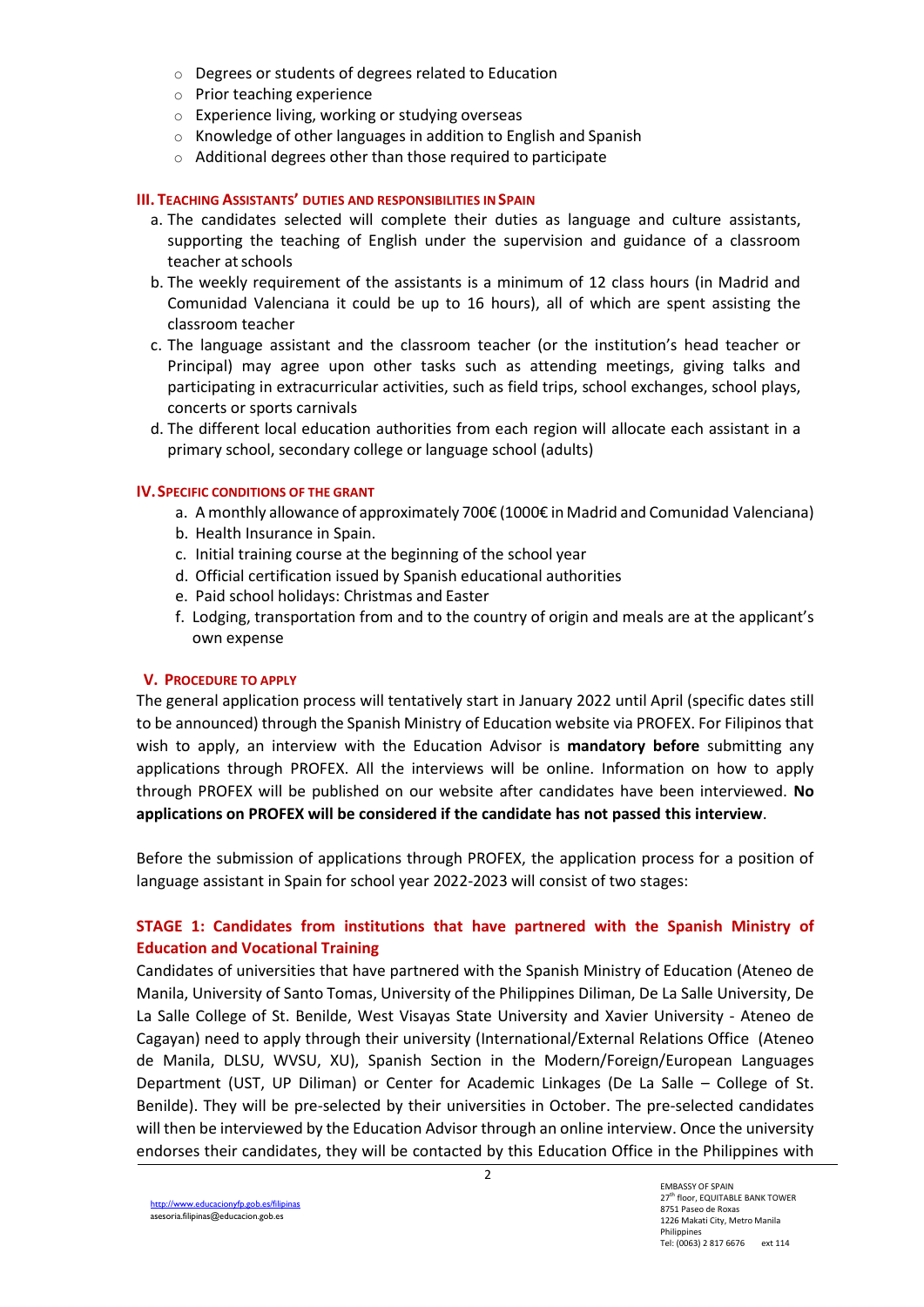- Degrees or students of degrees related to Education
- Prior teaching experience
- Experience living, working or studying overseas
- Knowledge of other languages in addition to English and Spanish
- Additional degrees other than those required to participate

## III. Teaching Assistants' duties and responsibilities in Spain

a. The candidates selected will complete their duties as language and culture assistants, supporting the teaching of English under the supervision and guidance of a classroom teacher at schools

b. The weekly requirement of the assistants is a minimum of 12 class hours (in Madrid and Comunidad Valenciana it could be up to 16 hours), all of which are spent assisting the classroom teacher

c. The language assistant and the classroom teacher (or the institution's head teacher or Principal) may agree upon other tasks such as attending meetings, giving talks and participating in extracurricular activities, such as field trips, school exchanges, school plays, concerts or sports carnivals

d. The different local education authorities from each region will allocate each assistant in a primary school, secondary college or language school (adults)

## IV. Specific conditions of the grant

a. A monthly allowance of approximately 700€ (1000€ in Madrid and Comunidad Valenciana)

b. Health Insurance in Spain.

c. Initial training course at the beginning of the school year

d. Official certification issued by Spanish educational authorities

e. Paid school holidays: Christmas and Easter

f. Lodging, transportation from and to the country of origin and meals are at the applicant's own expense

## V. Procedure to apply

The general application process will tentatively start in January 2022 until April (specific dates still to be announced) through the Spanish Ministry of Education website via PROFEX. For Filipinos that wish to apply, an interview with the Education Advisor is **mandatory before** submitting any applications through PROFEX. All the interviews will be online. Information on how to apply through PROFEX will be published on our website after candidates have been interviewed. **No applications on PROFEX will be considered if the candidate has not passed this interview**.

Before the submission of applications through PROFEX, the application process for a position of language assistant in Spain for school year 2022-2023 will consist of two stages:

### STAGE 1: Candidates from institutions that have partnered with the Spanish Ministry of Education and Vocational Training

Candidates of universities that have partnered with the Spanish Ministry of Education (Ateneo de Manila, University of Santo Tomas, University of the Philippines Diliman, De La Salle University, De La Salle College of St. Benilde, West Visayas State University and Xavier University - Ateneo de Cagayan) need to apply through their university (International/External Relations Office (Ateneo de Manila, DLSU, WVSU, XU), Spanish Section in the Modern/Foreign/European Languages Department (UST, UP Diliman) or Center for Academic Linkages (De La Salle – College of St. Benilde). They will be pre-selected by their universities in October. The pre-selected candidates will then be interviewed by the Education Advisor through an online interview. Once the university endorses their candidates, they will be contacted by this Education Office in the Philippines with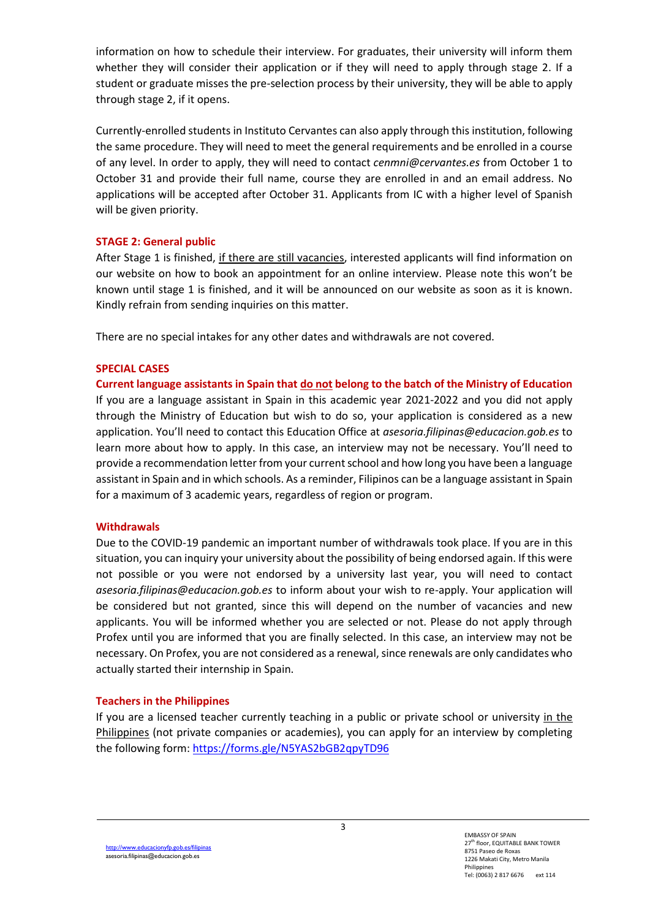information on how to schedule their interview. For graduates, their university will inform them whether they will consider their application or if they will need to apply through stage 2. If a student or graduate misses the pre-selection process by their university, they will be able to apply through stage 2, if it opens.

Currently-enrolled students in Instituto Cervantes can also apply through this institution, following the same procedure. They will need to meet the general requirements and be enrolled in a course of any level. In order to apply, they will need to contact *cenmni@cervantes.es* from October 1 to October 31 and provide their full name, course they are enrolled in and an email address. No applications will be accepted after October 31. Applicants from IC with a higher level of Spanish will be given priority.

**STAGE 2: General public**

After Stage 1 is finished, if there are still vacancies, interested applicants will find information on our website on how to book an appointment for an online interview. Please note this won't be known until stage 1 is finished, and it will be announced on our website as soon as it is known. Kindly refrain from sending inquiries on this matter.

There are no special intakes for any other dates and withdrawals are not covered.

**SPECIAL CASES**

**Current language assistants in Spain that do not belong to the batch of the Ministry of Education**

If you are a language assistant in Spain in this academic year 2021-2022 and you did not apply through the Ministry of Education but wish to do so, your application is considered as a new application. You'll need to contact this Education Office at *asesoria.filipinas@educacion.gob.es* to learn more about how to apply. In this case, an interview may not be necessary. You'll need to provide a recommendation letter from your current school and how long you have been a language assistant in Spain and in which schools. As a reminder, Filipinos can be a language assistant in Spain for a maximum of 3 academic years, regardless of region or program.

**Withdrawals**

Due to the COVID-19 pandemic an important number of withdrawals took place. If you are in this situation, you can inquiry your university about the possibility of being endorsed again. If this were not possible or you were not endorsed by a university last year, you will need to contact *asesoria.filipinas@educacion.gob.es* to inform about your wish to re-apply. Your application will be considered but not granted, since this will depend on the number of vacancies and new applicants. You will be informed whether you are selected or not. Please do not apply through Profex until you are informed that you are finally selected. In this case, an interview may not be necessary. On Profex, you are not considered as a renewal, since renewals are only candidates who actually started their internship in Spain.

**Teachers in the Philippines**

If you are a licensed teacher currently teaching in a public or private school or university in the Philippines (not private companies or academies), you can apply for an interview by completing the following form: https://forms.gle/N5YAS2bGB2qpyTD96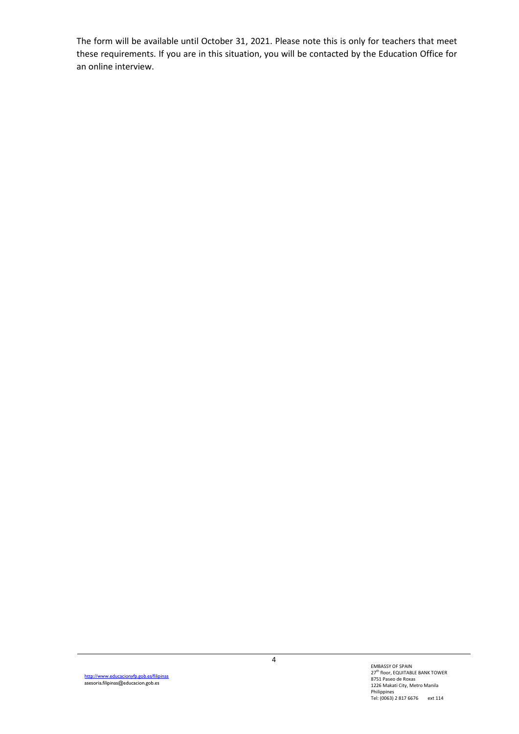The form will be available until October 31, 2021. Please note this is only for teachers that meet these requirements. If you are in this situation, you will be contacted by the Education Office for an online interview.